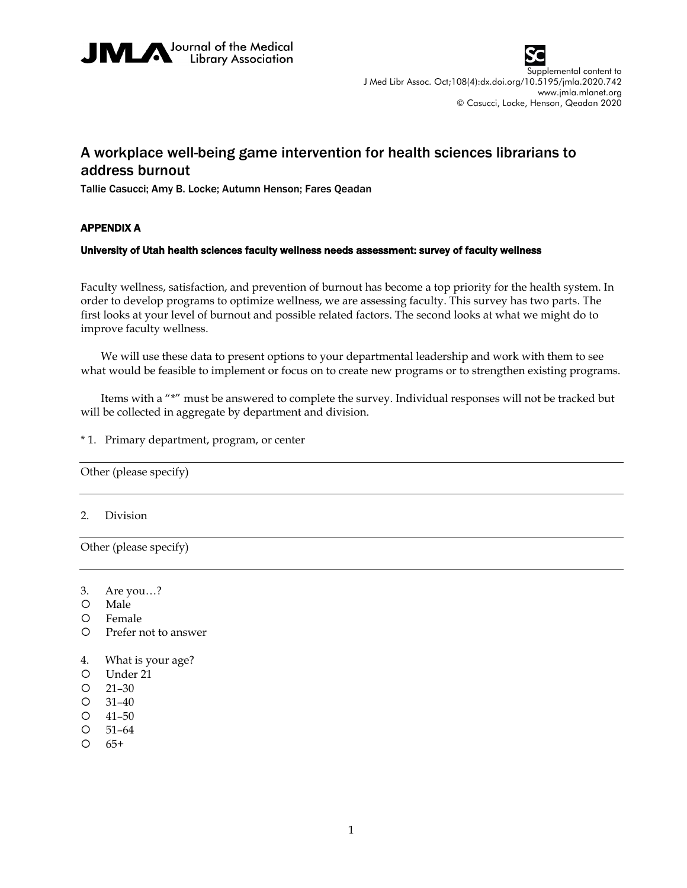# A workplace well-being game intervention for health sciences librarians to address burnout

Tallie Casucci; Amy B. Locke; Autumn Henson; Fares Qeadan

## APPENDIX A

### University of Utah health sciences faculty wellness needs assessment: survey of faculty wellness

Faculty wellness, satisfaction, and prevention of burnout has become a top priority for the health system. In order to develop programs to optimize wellness, we are assessing faculty. This survey has two parts. The first looks at your level of burnout and possible related factors. The second looks at what we might do to improve faculty wellness.

We will use these data to present options to your departmental leadership and work with them to see what would be feasible to implement or focus on to create new programs or to strengthen existing programs.

Items with a "*" must be answered to complete the survey. Individual responses will not be tracked but will be collected in aggregate by department and division.

\* 1. Primary department, program, or center

Other (please specify)

2. Division

Other (please specify)

3. Are you…?
- Male
- Female
- Prefer not to answer

4. What is your age?
- Under 21
- 21–30
- 31–40
- 41–50
- 51–64
- 65+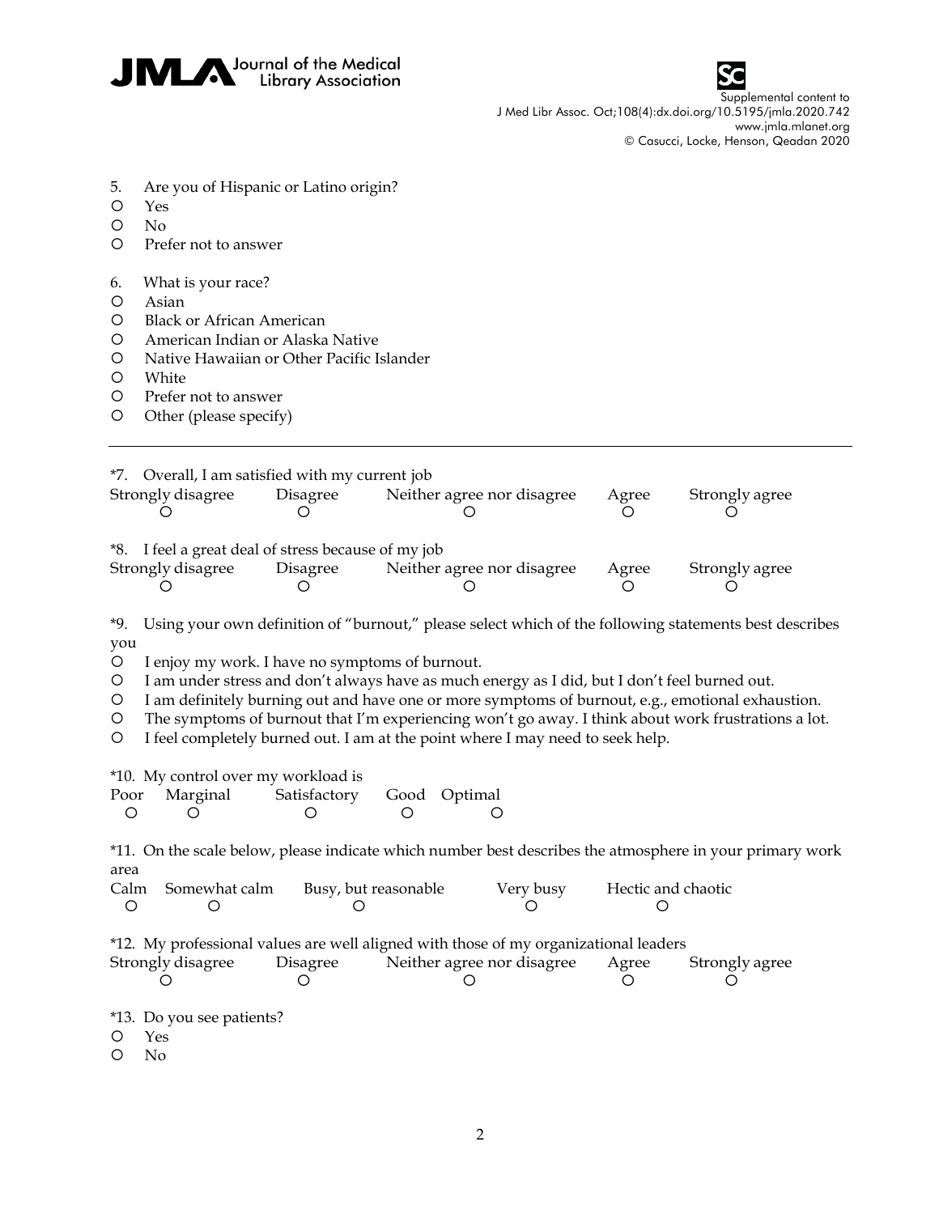5. Are you of Hispanic or Latino origin?

- ○ Yes
- ○ No
- ○ Prefer not to answer

6. What is your race?

- ○ Asian
- ○ Black or African American
- ○ American Indian or Alaska Native
- ○ Native Hawaiian or Other Pacific Islander
- ○ White
- ○ Prefer not to answer
- ○ Other (please specify)

---

*7. Overall, I am satisfied with my current job

| Strongly disagree | Disagree | Neither agree nor disagree | Agree | Strongly agree |
|---|---|---|---|---|
| ○ | ○ | ○ | ○ | ○ |

*8. I feel a great deal of stress because of my job

| Strongly disagree | Disagree | Neither agree nor disagree | Agree | Strongly agree |
|---|---|---|---|---|
| ○ | ○ | ○ | ○ | ○ |

*9. Using your own definition of "burnout," please select which of the following statements best describes you

- ○ I enjoy my work. I have no symptoms of burnout.
- ○ I am under stress and don't always have as much energy as I did, but I don't feel burned out.
- ○ I am definitely burning out and have one or more symptoms of burnout, e.g., emotional exhaustion.
- ○ The symptoms of burnout that I'm experiencing won't go away. I think about work frustrations a lot.
- ○ I feel completely burned out. I am at the point where I may need to seek help.

*10. My control over my workload is

| Poor | Marginal | Satisfactory | Good | Optimal |
|---|---|---|---|---|
| ○ | ○ | ○ | ○ | ○ |

*11. On the scale below, please indicate which number best describes the atmosphere in your primary work area

| Calm | Somewhat calm | Busy, but reasonable | Very busy | Hectic and chaotic |
|---|---|---|---|---|
| ○ | ○ | ○ | ○ | ○ |

*12. My professional values are well aligned with those of my organizational leaders

| Strongly disagree | Disagree | Neither agree nor disagree | Agree | Strongly agree |
|---|---|---|---|---|
| ○ | ○ | ○ | ○ | ○ |

*13. Do you see patients?

- ○ Yes
- ○ No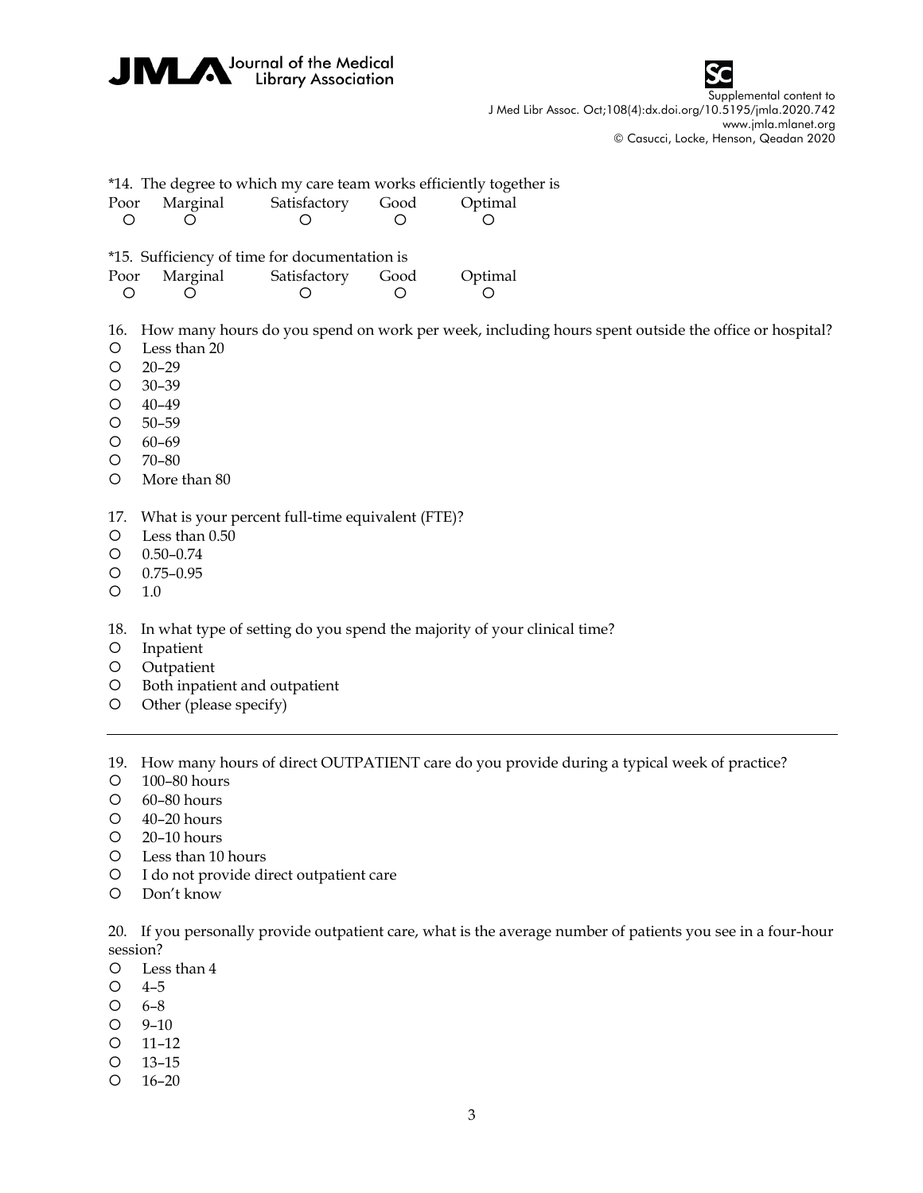*14. The degree to which my care team works efficiently together is

| Poor | Marginal | Satisfactory | Good | Optimal |
|---|---|---|---|---|
| O | O | O | O | O |

*15. Sufficiency of time for documentation is

| Poor | Marginal | Satisfactory | Good | Optimal |
|---|---|---|---|---|
| O | O | O | O | O |

16. How many hours do you spend on work per week, including hours spent outside the office or hospital?
- O Less than 20
- O 20–29
- O 30–39
- O 40–49
- O 50–59
- O 60–69
- O 70–80
- O More than 80

17. What is your percent full-time equivalent (FTE)?
- O Less than 0.50
- O 0.50–0.74
- O 0.75–0.95
- O 1.0

18. In what type of setting do you spend the majority of your clinical time?
- O Inpatient
- O Outpatient
- O Both inpatient and outpatient
- O Other (please specify)

---

19. How many hours of direct OUTPATIENT care do you provide during a typical week of practice?
- O 100–80 hours
- O 60–80 hours
- O 40–20 hours
- O 20–10 hours
- O Less than 10 hours
- O I do not provide direct outpatient care
- O Don't know

20. If you personally provide outpatient care, what is the average number of patients you see in a four-hour session?
- O Less than 4
- O 4–5
- O 6–8
- O 9–10
- O 11–12
- O 13–15
- O 16–20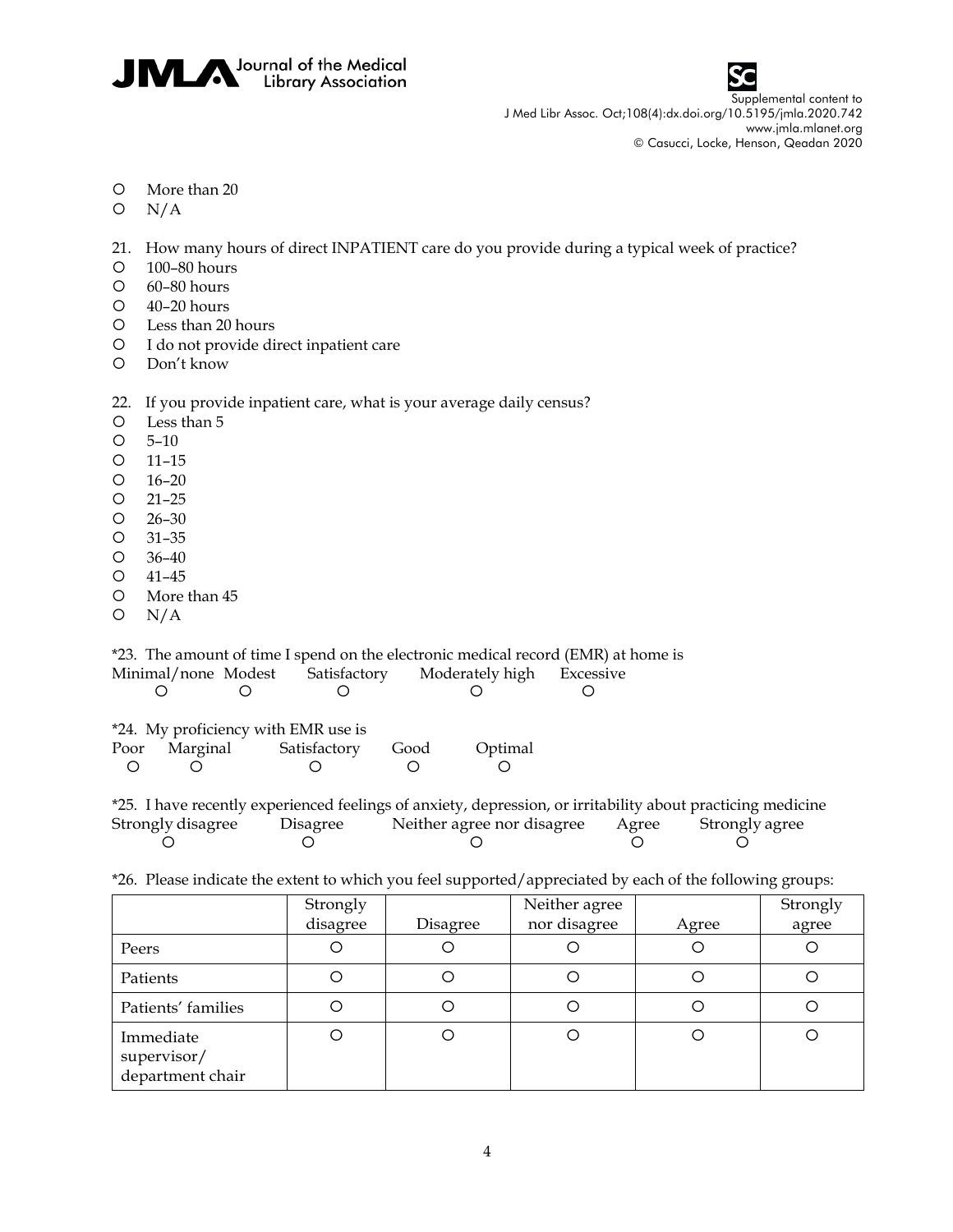- More than 20
- N/A

21. How many hours of direct INPATIENT care do you provide during a typical week of practice?
- 100–80 hours
- 60–80 hours
- 40–20 hours
- Less than 20 hours
- I do not provide direct inpatient care
- Don't know

22. If you provide inpatient care, what is your average daily census?
- Less than 5
- 5–10
- 11–15
- 16–20
- 21–25
- 26–30
- 31–35
- 36–40
- 41–45
- More than 45
- N/A

*23. The amount of time I spend on the electronic medical record (EMR) at home is

| Minimal/none | Modest | Satisfactory | Moderately high | Excessive |
|---|---|---|---|---|
| O | O | O | O | O |

*24. My proficiency with EMR use is

| Poor | Marginal | Satisfactory | Good | Optimal |
|---|---|---|---|---|
| O | O | O | O | O |

*25. I have recently experienced feelings of anxiety, depression, or irritability about practicing medicine

| Strongly disagree | Disagree | Neither agree nor disagree | Agree | Strongly agree |
|---|---|---|---|---|
| O | O | O | O | O |

*26. Please indicate the extent to which you feel supported/appreciated by each of the following groups:

| | Strongly disagree | Disagree | Neither agree nor disagree | Agree | Strongly agree |
|---|---|---|---|---|---|
| Peers | O | O | O | O | O |
| Patients | O | O | O | O | O |
| Patients' families | O | O | O | O | O |
| Immediate supervisor/ department chair | O | O | O | O | O |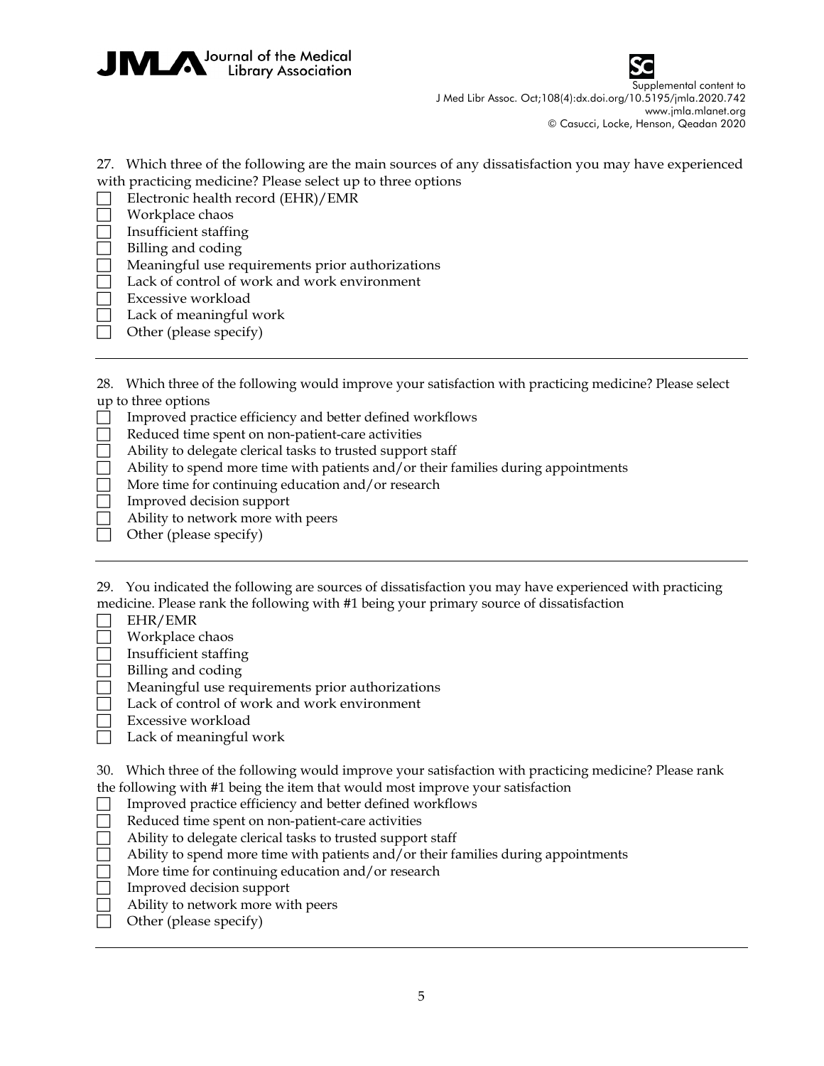27. Which three of the following are the main sources of any dissatisfaction you may have experienced with practicing medicine? Please select up to three options

- ☐ Electronic health record (EHR)/EMR
- ☐ Workplace chaos
- ☐ Insufficient staffing
- ☐ Billing and coding
- ☐ Meaningful use requirements prior authorizations
- ☐ Lack of control of work and work environment
- ☐ Excessive workload
- ☐ Lack of meaningful work
- ☐ Other (please specify)

---

28. Which three of the following would improve your satisfaction with practicing medicine? Please select up to three options

- ☐ Improved practice efficiency and better defined workflows
- ☐ Reduced time spent on non-patient-care activities
- ☐ Ability to delegate clerical tasks to trusted support staff
- ☐ Ability to spend more time with patients and/or their families during appointments
- ☐ More time for continuing education and/or research
- ☐ Improved decision support
- ☐ Ability to network more with peers
- ☐ Other (please specify)

---

29. You indicated the following are sources of dissatisfaction you may have experienced with practicing medicine. Please rank the following with #1 being your primary source of dissatisfaction

- ☐ EHR/EMR
- ☐ Workplace chaos
- ☐ Insufficient staffing
- ☐ Billing and coding
- ☐ Meaningful use requirements prior authorizations
- ☐ Lack of control of work and work environment
- ☐ Excessive workload
- ☐ Lack of meaningful work

30. Which three of the following would improve your satisfaction with practicing medicine? Please rank the following with #1 being the item that would most improve your satisfaction

- ☐ Improved practice efficiency and better defined workflows
- ☐ Reduced time spent on non-patient-care activities
- ☐ Ability to delegate clerical tasks to trusted support staff
- ☐ Ability to spend more time with patients and/or their families during appointments
- ☐ More time for continuing education and/or research
- ☐ Improved decision support
- ☐ Ability to network more with peers
- ☐ Other (please specify)

---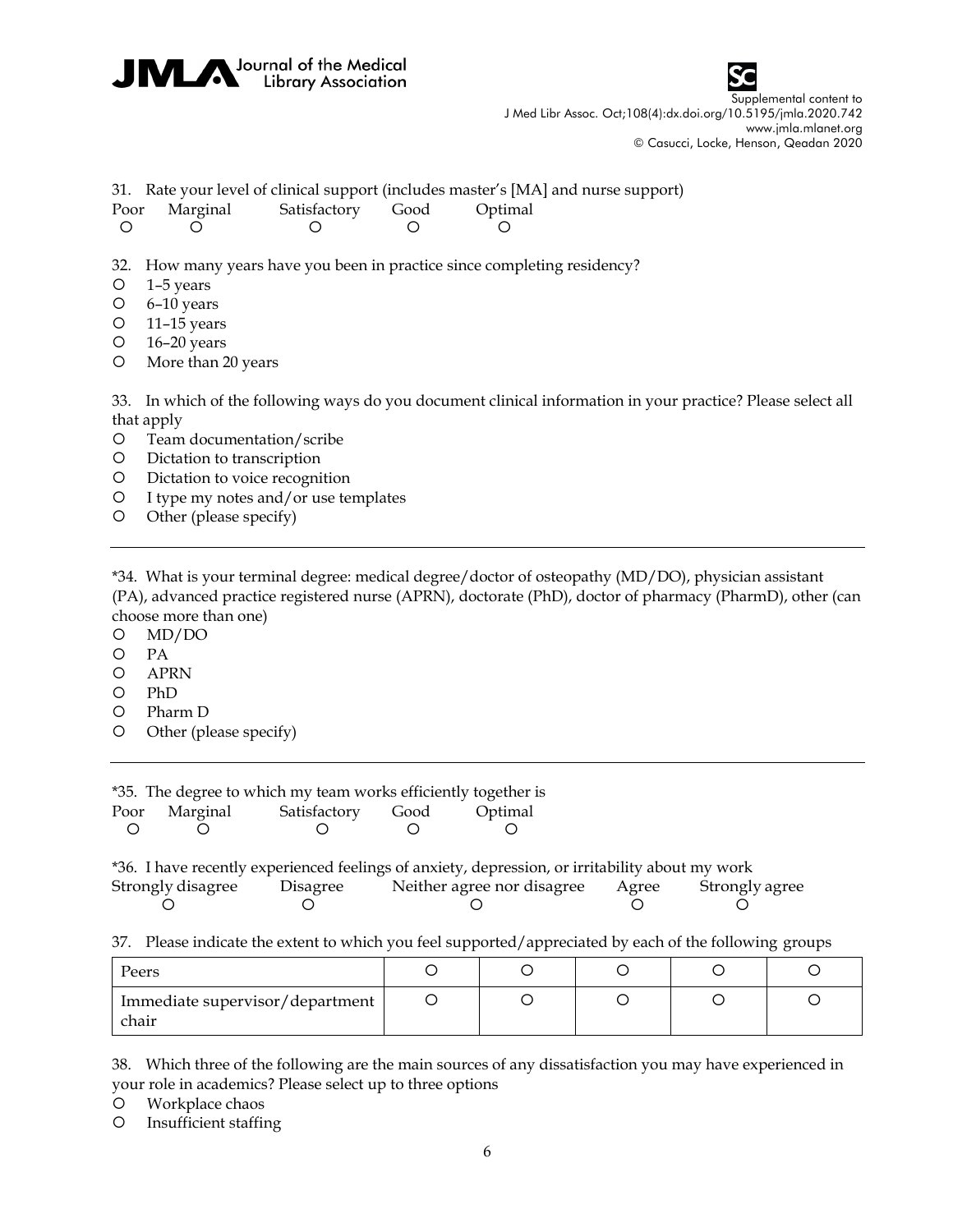31. Rate your level of clinical support (includes master's [MA] and nurse support)

| Poor | Marginal | Satisfactory | Good | Optimal |
|---|---|---|---|---|
| ○ | ○ | ○ | ○ | ○ |

32. How many years have you been in practice since completing residency?
- ○ 1–5 years
- ○ 6–10 years
- ○ 11–15 years
- ○ 16–20 years
- ○ More than 20 years

33. In which of the following ways do you document clinical information in your practice? Please select all that apply
- ○ Team documentation/scribe
- ○ Dictation to transcription
- ○ Dictation to voice recognition
- ○ I type my notes and/or use templates
- ○ Other (please specify)

---

*34. What is your terminal degree: medical degree/doctor of osteopathy (MD/DO), physician assistant (PA), advanced practice registered nurse (APRN), doctorate (PhD), doctor of pharmacy (PharmD), other (can choose more than one)
- ○ MD/DO
- ○ PA
- ○ APRN
- ○ PhD
- ○ Pharm D
- ○ Other (please specify)

---

*35. The degree to which my team works efficiently together is

| Poor | Marginal | Satisfactory | Good | Optimal |
|---|---|---|---|---|
| ○ | ○ | ○ | ○ | ○ |

*36. I have recently experienced feelings of anxiety, depression, or irritability about my work

| Strongly disagree | Disagree | Neither agree nor disagree | Agree | Strongly agree |
|---|---|---|---|---|
| ○ | ○ | ○ | ○ | ○ |

37. Please indicate the extent to which you feel supported/appreciated by each of the following groups

| | | | | | |
|---|---|---|---|---|---|
| Peers | ○ | ○ | ○ | ○ | ○ |
| Immediate supervisor/department chair | ○ | ○ | ○ | ○ | ○ |

38. Which three of the following are the main sources of any dissatisfaction you may have experienced in your role in academics? Please select up to three options
- ○ Workplace chaos
- ○ Insufficient staffing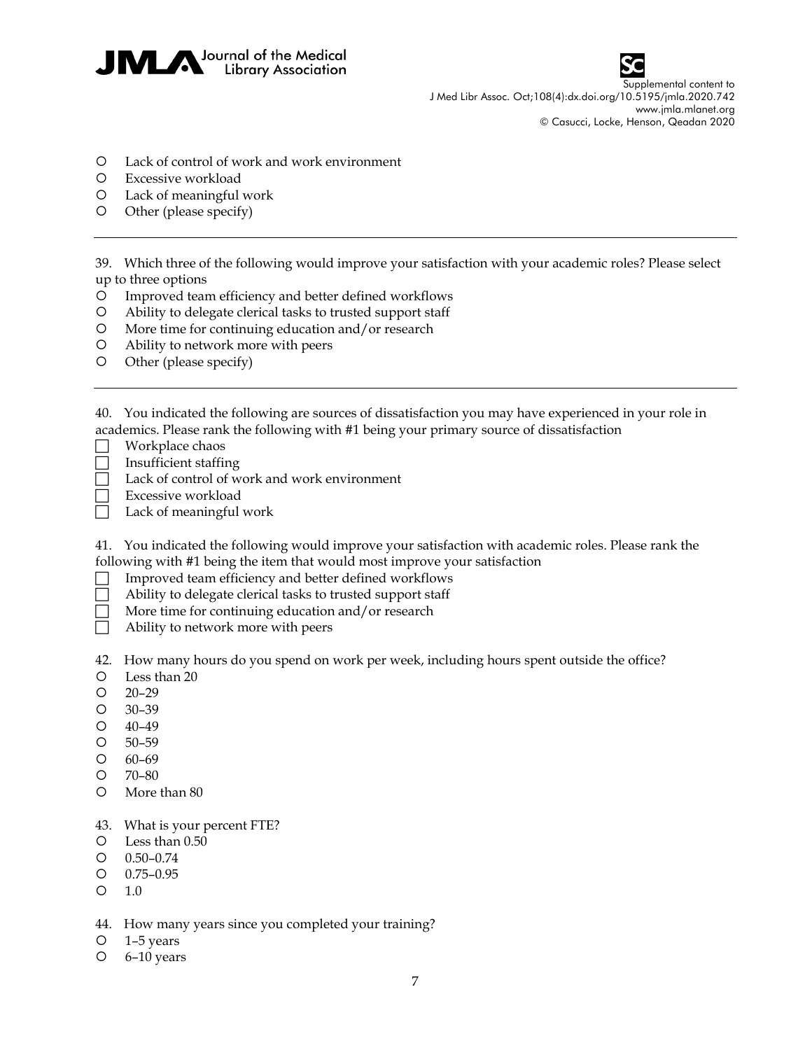- Lack of control of work and work environment
- Excessive workload
- Lack of meaningful work
- Other (please specify)

---

39. Which three of the following would improve your satisfaction with your academic roles? Please select up to three options
- Improved team efficiency and better defined workflows
- Ability to delegate clerical tasks to trusted support staff
- More time for continuing education and/or research
- Ability to network more with peers
- Other (please specify)

---

40. You indicated the following are sources of dissatisfaction you may have experienced in your role in academics. Please rank the following with #1 being your primary source of dissatisfaction
- [ ] Workplace chaos
- [ ] Insufficient staffing
- [ ] Lack of control of work and work environment
- [ ] Excessive workload
- [ ] Lack of meaningful work

41. You indicated the following would improve your satisfaction with academic roles. Please rank the following with #1 being the item that would most improve your satisfaction
- [ ] Improved team efficiency and better defined workflows
- [ ] Ability to delegate clerical tasks to trusted support staff
- [ ] More time for continuing education and/or research
- [ ] Ability to network more with peers

42. How many hours do you spend on work per week, including hours spent outside the office?
- Less than 20
- 20–29
- 30–39
- 40–49
- 50–59
- 60–69
- 70–80
- More than 80

43. What is your percent FTE?
- Less than 0.50
- 0.50–0.74
- 0.75–0.95
- 1.0

44. How many years since you completed your training?
- 1–5 years
- 6–10 years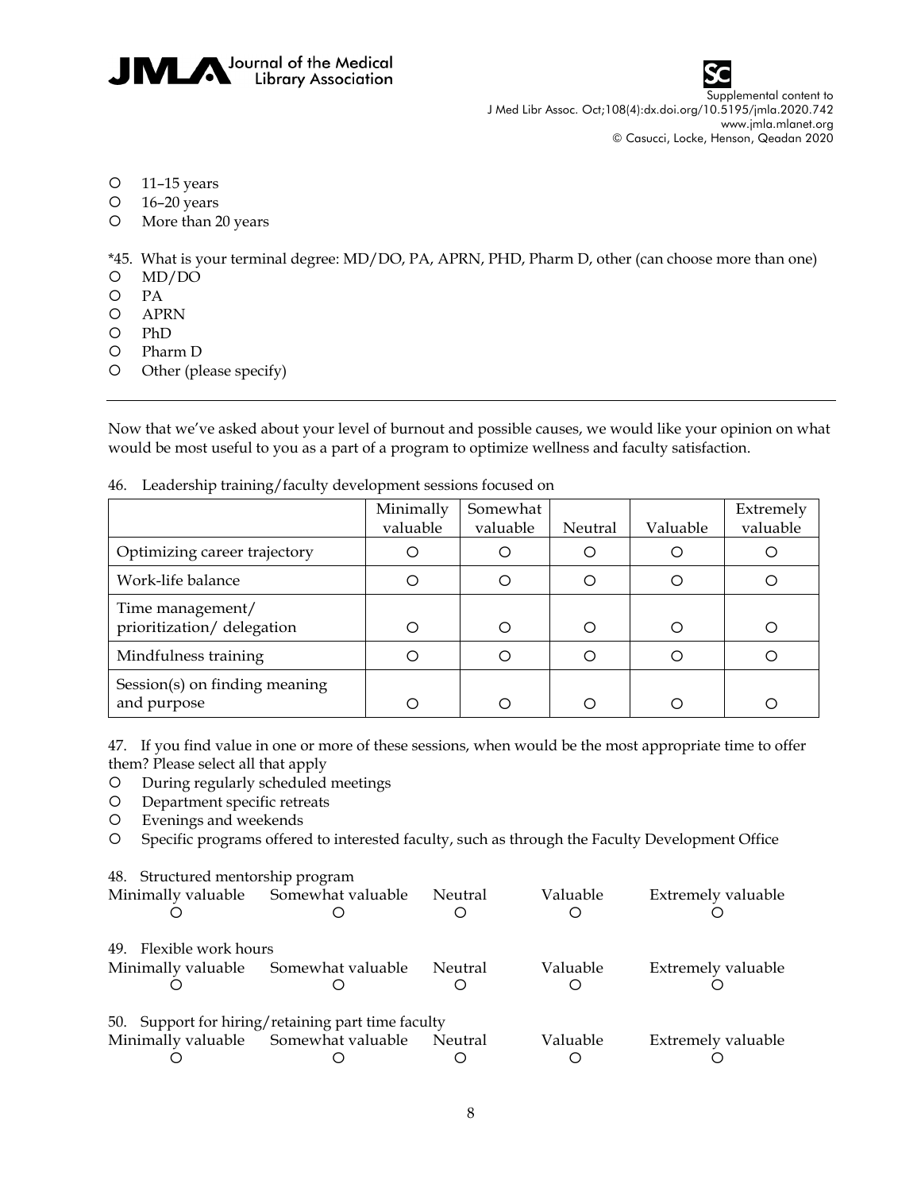- 11–15 years
- 16–20 years
- More than 20 years

*45. What is your terminal degree: MD/DO, PA, APRN, PHD, Pharm D, other (can choose more than one)

- MD/DO
- PA
- APRN
- PhD
- Pharm D
- Other (please specify)

---

Now that we've asked about your level of burnout and possible causes, we would like your opinion on what would be most useful to you as a part of a program to optimize wellness and faculty satisfaction.

46. Leadership training/faculty development sessions focused on

| | Minimally valuable | Somewhat valuable | Neutral | Valuable | Extremely valuable |
|---|---|---|---|---|---|
| Optimizing career trajectory | ○ | ○ | ○ | ○ | ○ |
| Work-life balance | ○ | ○ | ○ | ○ | ○ |
| Time management/ prioritization/ delegation | ○ | ○ | ○ | ○ | ○ |
| Mindfulness training | ○ | ○ | ○ | ○ | ○ |
| Session(s) on finding meaning and purpose | ○ | ○ | ○ | ○ | ○ |

47. If you find value in one or more of these sessions, when would be the most appropriate time to offer them? Please select all that apply

- During regularly scheduled meetings
- Department specific retreats
- Evenings and weekends
- Specific programs offered to interested faculty, such as through the Faculty Development Office

48. Structured mentorship program

| Minimally valuable | Somewhat valuable | Neutral | Valuable | Extremely valuable |
|---|---|---|---|---|
| ○ | ○ | ○ | ○ | ○ |

49. Flexible work hours

| Minimally valuable | Somewhat valuable | Neutral | Valuable | Extremely valuable |
|---|---|---|---|---|
| ○ | ○ | ○ | ○ | ○ |

50. Support for hiring/retaining part time faculty

| Minimally valuable | Somewhat valuable | Neutral | Valuable | Extremely valuable |
|---|---|---|---|---|
| ○ | ○ | ○ | ○ | ○ |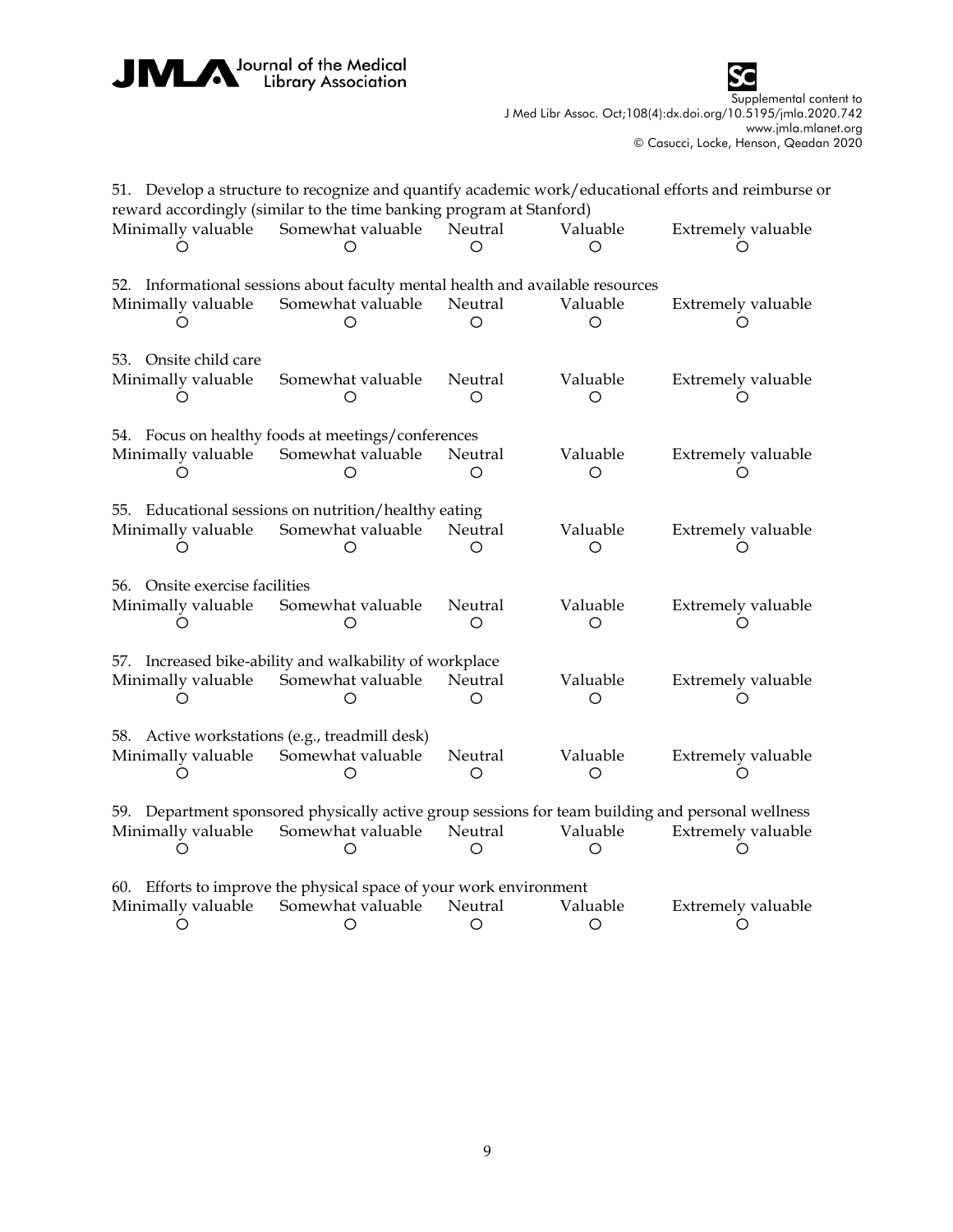51. Develop a structure to recognize and quantify academic work/educational efforts and reimburse or reward accordingly (similar to the time banking program at Stanford)

| Minimally valuable | Somewhat valuable | Neutral | Valuable | Extremely valuable |
|---|---|---|---|---|
| ○ | ○ | ○ | ○ | ○ |

52. Informational sessions about faculty mental health and available resources

| Minimally valuable | Somewhat valuable | Neutral | Valuable | Extremely valuable |
|---|---|---|---|---|
| ○ | ○ | ○ | ○ | ○ |

53. Onsite child care

| Minimally valuable | Somewhat valuable | Neutral | Valuable | Extremely valuable |
|---|---|---|---|---|
| ○ | ○ | ○ | ○ | ○ |

54. Focus on healthy foods at meetings/conferences

| Minimally valuable | Somewhat valuable | Neutral | Valuable | Extremely valuable |
|---|---|---|---|---|
| ○ | ○ | ○ | ○ | ○ |

55. Educational sessions on nutrition/healthy eating

| Minimally valuable | Somewhat valuable | Neutral | Valuable | Extremely valuable |
|---|---|---|---|---|
| ○ | ○ | ○ | ○ | ○ |

56. Onsite exercise facilities

| Minimally valuable | Somewhat valuable | Neutral | Valuable | Extremely valuable |
|---|---|---|---|---|
| ○ | ○ | ○ | ○ | ○ |

57. Increased bike-ability and walkability of workplace

| Minimally valuable | Somewhat valuable | Neutral | Valuable | Extremely valuable |
|---|---|---|---|---|
| ○ | ○ | ○ | ○ | ○ |

58. Active workstations (e.g., treadmill desk)

| Minimally valuable | Somewhat valuable | Neutral | Valuable | Extremely valuable |
|---|---|---|---|---|
| ○ | ○ | ○ | ○ | ○ |

59. Department sponsored physically active group sessions for team building and personal wellness

| Minimally valuable | Somewhat valuable | Neutral | Valuable | Extremely valuable |
|---|---|---|---|---|
| ○ | ○ | ○ | ○ | ○ |

60. Efforts to improve the physical space of your work environment

| Minimally valuable | Somewhat valuable | Neutral | Valuable | Extremely valuable |
|---|---|---|---|---|
| ○ | ○ | ○ | ○ | ○ |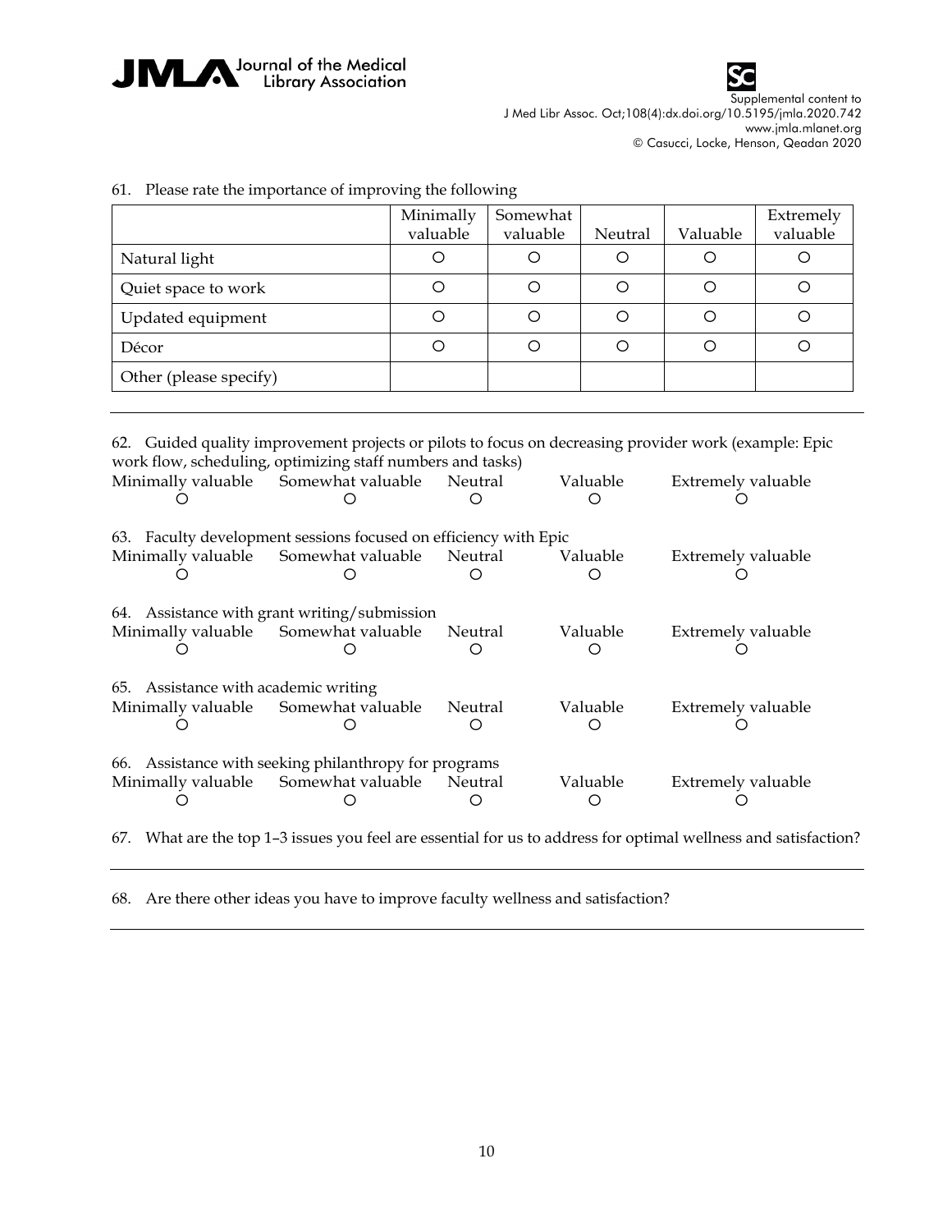61. Please rate the importance of improving the following

| | Minimally valuable | Somewhat valuable | Neutral | Valuable | Extremely valuable |
|---|---|---|---|---|---|
| Natural light | ○ | ○ | ○ | ○ | ○ |
| Quiet space to work | ○ | ○ | ○ | ○ | ○ |
| Updated equipment | ○ | ○ | ○ | ○ | ○ |
| Décor | ○ | ○ | ○ | ○ | ○ |
| Other (please specify) | | | | | |

---

62. Guided quality improvement projects or pilots to focus on decreasing provider work (example: Epic work flow, scheduling, optimizing staff numbers and tasks)

| Minimally valuable | Somewhat valuable | Neutral | Valuable | Extremely valuable |
|---|---|---|---|---|
| ○ | ○ | ○ | ○ | ○ |

63. Faculty development sessions focused on efficiency with Epic

| Minimally valuable | Somewhat valuable | Neutral | Valuable | Extremely valuable |
|---|---|---|---|---|
| ○ | ○ | ○ | ○ | ○ |

64. Assistance with grant writing/submission

| Minimally valuable | Somewhat valuable | Neutral | Valuable | Extremely valuable |
|---|---|---|---|---|
| ○ | ○ | ○ | ○ | ○ |

65. Assistance with academic writing

| Minimally valuable | Somewhat valuable | Neutral | Valuable | Extremely valuable |
|---|---|---|---|---|
| ○ | ○ | ○ | ○ | ○ |

66. Assistance with seeking philanthropy for programs

| Minimally valuable | Somewhat valuable | Neutral | Valuable | Extremely valuable |
|---|---|---|---|---|
| ○ | ○ | ○ | ○ | ○ |

67. What are the top 1–3 issues you feel are essential for us to address for optimal wellness and satisfaction?

---

68. Are there other ideas you have to improve faculty wellness and satisfaction?

---